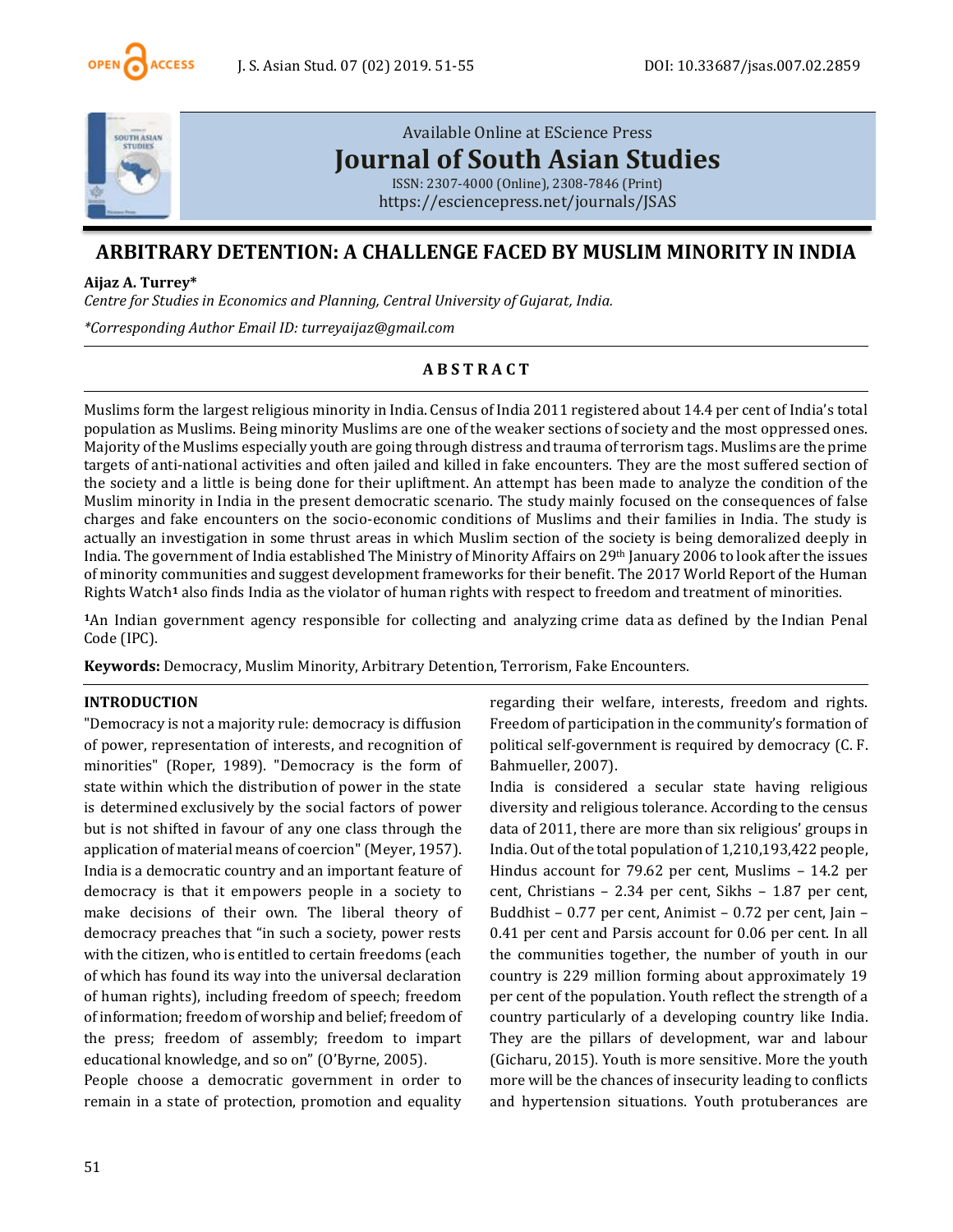Available Online at EScience Press

**Journal of South Asian Studies**

ISSN: 2307-4000 (Online), 2308-7846 (Print)

https://esciencepress.net/journals/JSAS

# ARBITRARY DETENTION: A CHALLENGE FACED BY MUSLIM MINORITY IN INDIA

**Aijaz A. Turrey***

*Centre for Studies in Economics and Planning, Central University of Gujarat, India.*

*\*Corresponding Author Email ID: turreyaijaz@gmail.com*

## ABSTRACT

Muslims form the largest religious minority in India. Census of India 2011 registered about 14.4 per cent of India's total population as Muslims. Being minority Muslims are one of the weaker sections of society and the most oppressed ones. Majority of the Muslims especially youth are going through distress and trauma of terrorism tags. Muslims are the prime targets of anti-national activities and often jailed and killed in fake encounters. They are the most suffered section of the society and a little is being done for their upliftment. An attempt has been made to analyze the condition of the Muslim minority in India in the present democratic scenario. The study mainly focused on the consequences of false charges and fake encounters on the socio-economic conditions of Muslims and their families in India. The study is actually an investigation in some thrust areas in which Muslim section of the society is being demoralized deeply in India. The government of India established The Ministry of Minority Affairs on 29th January 2006 to look after the issues of minority communities and suggest development frameworks for their benefit. The 2017 World Report of the Human Rights Watch[1] also finds India as the violator of human rights with respect to freedom and treatment of minorities.

[1]An Indian government agency responsible for collecting and analyzing crime data as defined by the Indian Penal Code (IPC).

**Keywords:** Democracy, Muslim Minority, Arbitrary Detention, Terrorism, Fake Encounters.

## INTRODUCTION

"Democracy is not a majority rule: democracy is diffusion of power, representation of interests, and recognition of minorities" (Roper, 1989). "Democracy is the form of state within which the distribution of power in the state is determined exclusively by the social factors of power but is not shifted in favour of any one class through the application of material means of coercion" (Meyer, 1957). India is a democratic country and an important feature of democracy is that it empowers people in a society to make decisions of their own. The liberal theory of democracy preaches that "in such a society, power rests with the citizen, who is entitled to certain freedoms (each of which has found its way into the universal declaration of human rights), including freedom of speech; freedom of information; freedom of worship and belief; freedom of the press; freedom of assembly; freedom to impart educational knowledge, and so on" (O'Byrne, 2005).

People choose a democratic government in order to remain in a state of protection, promotion and equality regarding their welfare, interests, freedom and rights. Freedom of participation in the community's formation of political self-government is required by democracy (C. F. Bahmueller, 2007).

India is considered a secular state having religious diversity and religious tolerance. According to the census data of 2011, there are more than six religious' groups in India. Out of the total population of 1,210,193,422 people, Hindus account for 79.62 per cent, Muslims – 14.2 per cent, Christians – 2.34 per cent, Sikhs – 1.87 per cent, Buddhist – 0.77 per cent, Animist – 0.72 per cent, Jain – 0.41 per cent and Parsis account for 0.06 per cent. In all the communities together, the number of youth in our country is 229 million forming about approximately 19 per cent of the population. Youth reflect the strength of a country particularly of a developing country like India. They are the pillars of development, war and labour (Gicharu, 2015). Youth is more sensitive. More the youth more will be the chances of insecurity leading to conflicts and hypertension situations. Youth protuberances are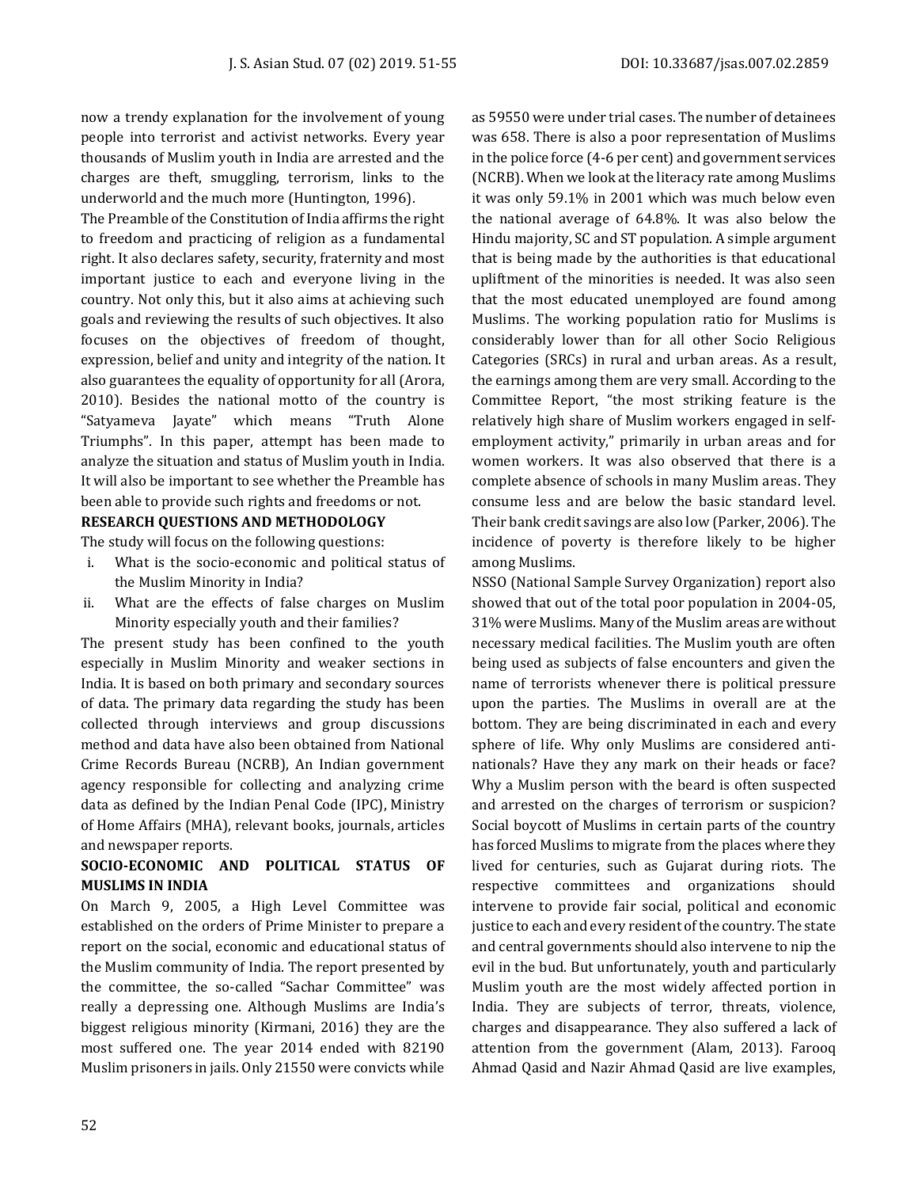now a trendy explanation for the involvement of young people into terrorist and activist networks. Every year thousands of Muslim youth in India are arrested and the charges are theft, smuggling, terrorism, links to the underworld and the much more (Huntington, 1996).

The Preamble of the Constitution of India affirms the right to freedom and practicing of religion as a fundamental right. It also declares safety, security, fraternity and most important justice to each and everyone living in the country. Not only this, but it also aims at achieving such goals and reviewing the results of such objectives. It also focuses on the objectives of freedom of thought, expression, belief and unity and integrity of the nation. It also guarantees the equality of opportunity for all (Arora, 2010). Besides the national motto of the country is "Satyameva Jayate" which means "Truth Alone Triumphs". In this paper, attempt has been made to analyze the situation and status of Muslim youth in India. It will also be important to see whether the Preamble has been able to provide such rights and freedoms or not.

## RESEARCH QUESTIONS AND METHODOLOGY

The study will focus on the following questions:

i. What is the socio-economic and political status of the Muslim Minority in India?
ii. What are the effects of false charges on Muslim Minority especially youth and their families?

The present study has been confined to the youth especially in Muslim Minority and weaker sections in India. It is based on both primary and secondary sources of data. The primary data regarding the study has been collected through interviews and group discussions method and data have also been obtained from National Crime Records Bureau (NCRB), An Indian government agency responsible for collecting and analyzing crime data as defined by the Indian Penal Code (IPC), Ministry of Home Affairs (MHA), relevant books, journals, articles and newspaper reports.

## SOCIO-ECONOMIC AND POLITICAL STATUS OF MUSLIMS IN INDIA

On March 9, 2005, a High Level Committee was established on the orders of Prime Minister to prepare a report on the social, economic and educational status of the Muslim community of India. The report presented by the committee, the so-called "Sachar Committee" was really a depressing one. Although Muslims are India's biggest religious minority (Kirmani, 2016) they are the most suffered one. The year 2014 ended with 82190 Muslim prisoners in jails. Only 21550 were convicts while as 59550 were under trial cases. The number of detainees was 658. There is also a poor representation of Muslims in the police force (4-6 per cent) and government services (NCRB). When we look at the literacy rate among Muslims it was only 59.1% in 2001 which was much below even the national average of 64.8%. It was also below the Hindu majority, SC and ST population. A simple argument that is being made by the authorities is that educational upliftment of the minorities is needed. It was also seen that the most educated unemployed are found among Muslims. The working population ratio for Muslims is considerably lower than for all other Socio Religious Categories (SRCs) in rural and urban areas. As a result, the earnings among them are very small. According to the Committee Report, "the most striking feature is the relatively high share of Muslim workers engaged in self-employment activity," primarily in urban areas and for women workers. It was also observed that there is a complete absence of schools in many Muslim areas. They consume less and are below the basic standard level. Their bank credit savings are also low (Parker, 2006). The incidence of poverty is therefore likely to be higher among Muslims.

NSSO (National Sample Survey Organization) report also showed that out of the total poor population in 2004-05, 31% were Muslims. Many of the Muslim areas are without necessary medical facilities. The Muslim youth are often being used as subjects of false encounters and given the name of terrorists whenever there is political pressure upon the parties. The Muslims in overall are at the bottom. They are being discriminated in each and every sphere of life. Why only Muslims are considered anti-nationals? Have they any mark on their heads or face? Why a Muslim person with the beard is often suspected and arrested on the charges of terrorism or suspicion? Social boycott of Muslims in certain parts of the country has forced Muslims to migrate from the places where they lived for centuries, such as Gujarat during riots. The respective committees and organizations should intervene to provide fair social, political and economic justice to each and every resident of the country. The state and central governments should also intervene to nip the evil in the bud. But unfortunately, youth and particularly Muslim youth are the most widely affected portion in India. They are subjects of terror, threats, violence, charges and disappearance. They also suffered a lack of attention from the government (Alam, 2013). Farooq Ahmad Qasid and Nazir Ahmad Qasid are live examples,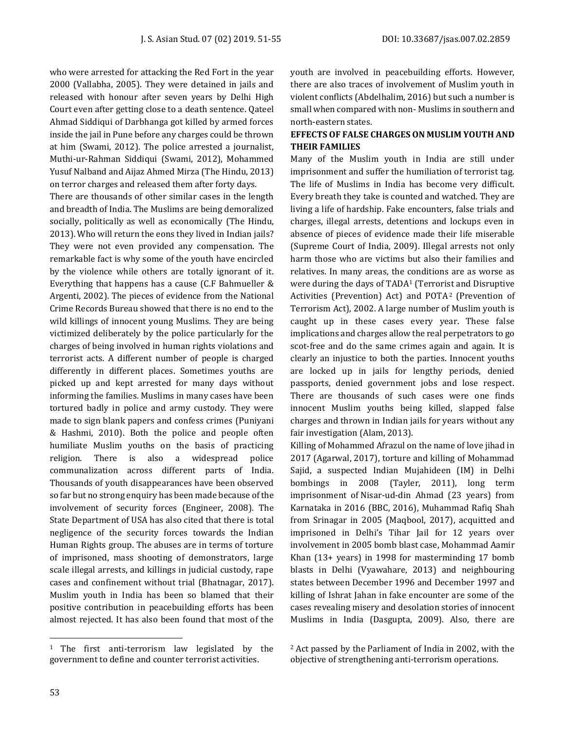who were arrested for attacking the Red Fort in the year 2000 (Vallabha, 2005). They were detained in jails and released with honour after seven years by Delhi High Court even after getting close to a death sentence. Qateel Ahmad Siddiqui of Darbhanga got killed by armed forces inside the jail in Pune before any charges could be thrown at him (Swami, 2012). The police arrested a journalist, Muthi-ur-Rahman Siddiqui (Swami, 2012), Mohammed Yusuf Nalband and Aijaz Ahmed Mirza (The Hindu, 2013) on terror charges and released them after forty days.

There are thousands of other similar cases in the length and breadth of India. The Muslims are being demoralized socially, politically as well as economically (The Hindu, 2013). Who will return the eons they lived in Indian jails? They were not even provided any compensation. The remarkable fact is why some of the youth have encircled by the violence while others are totally ignorant of it. Everything that happens has a cause (C.F Bahmueller & Argenti, 2002). The pieces of evidence from the National Crime Records Bureau showed that there is no end to the wild killings of innocent young Muslims. They are being victimized deliberately by the police particularly for the charges of being involved in human rights violations and terrorist acts. A different number of people is charged differently in different places. Sometimes youths are picked up and kept arrested for many days without informing the families. Muslims in many cases have been tortured badly in police and army custody. They were made to sign blank papers and confess crimes (Puniyani & Hashmi, 2010). Both the police and people often humiliate Muslim youths on the basis of practicing religion. There is also a widespread police communalization across different parts of India. Thousands of youth disappearances have been observed so far but no strong enquiry has been made because of the involvement of security forces (Engineer, 2008). The State Department of USA has also cited that there is total negligence of the security forces towards the Indian Human Rights group. The abuses are in terms of torture of imprisoned, mass shooting of demonstrators, large scale illegal arrests, and killings in judicial custody, rape cases and confinement without trial (Bhatnagar, 2017). Muslim youth in India has been so blamed that their positive contribution in peacebuilding efforts has been almost rejected. It has also been found that most of the youth are involved in peacebuilding efforts. However, there are also traces of involvement of Muslim youth in violent conflicts (Abdelhalim, 2016) but such a number is small when compared with non- Muslims in southern and north-eastern states.

**EFFECTS OF FALSE CHARGES ON MUSLIM YOUTH AND THEIR FAMILIES**

Many of the Muslim youth in India are still under imprisonment and suffer the humiliation of terrorist tag. The life of Muslims in India has become very difficult. Every breath they take is counted and watched. They are living a life of hardship. Fake encounters, false trials and charges, illegal arrests, detentions and lockups even in absence of pieces of evidence made their life miserable (Supreme Court of India, 2009). Illegal arrests not only harm those who are victims but also their families and relatives. In many areas, the conditions are as worse as were during the days of TADA[1] (Terrorist and Disruptive Activities (Prevention) Act) and POTA[2] (Prevention of Terrorism Act), 2002. A large number of Muslim youth is caught up in these cases every year. These false implications and charges allow the real perpetrators to go scot-free and do the same crimes again and again. It is clearly an injustice to both the parties. Innocent youths are locked up in jails for lengthy periods, denied passports, denied government jobs and lose respect. There are thousands of such cases were one finds innocent Muslim youths being killed, slapped false charges and thrown in Indian jails for years without any fair investigation (Alam, 2013).

Killing of Mohammed Afrazul on the name of love jihad in 2017 (Agarwal, 2017), torture and killing of Mohammad Sajid, a suspected Indian Mujahideen (IM) in Delhi bombings in 2008 (Tayler, 2011), long term imprisonment of Nisar-ud-din Ahmad (23 years) from Karnataka in 2016 (BBC, 2016), Muhammad Rafiq Shah from Srinagar in 2005 (Maqbool, 2017), acquitted and imprisoned in Delhi's Tihar Jail for 12 years over involvement in 2005 bomb blast case, Mohammad Aamir Khan (13+ years) in 1998 for masterminding 17 bomb blasts in Delhi (Vyawahare, 2013) and neighbouring states between December 1996 and December 1997 and killing of Ishrat Jahan in fake encounter are some of the cases revealing misery and desolation stories of innocent Muslims in India (Dasgupta, 2009). Also, there are

[1] The first anti-terrorism law legislated by the government to define and counter terrorist activities.

[2] Act passed by the Parliament of India in 2002, with the objective of strengthening anti-terrorism operations.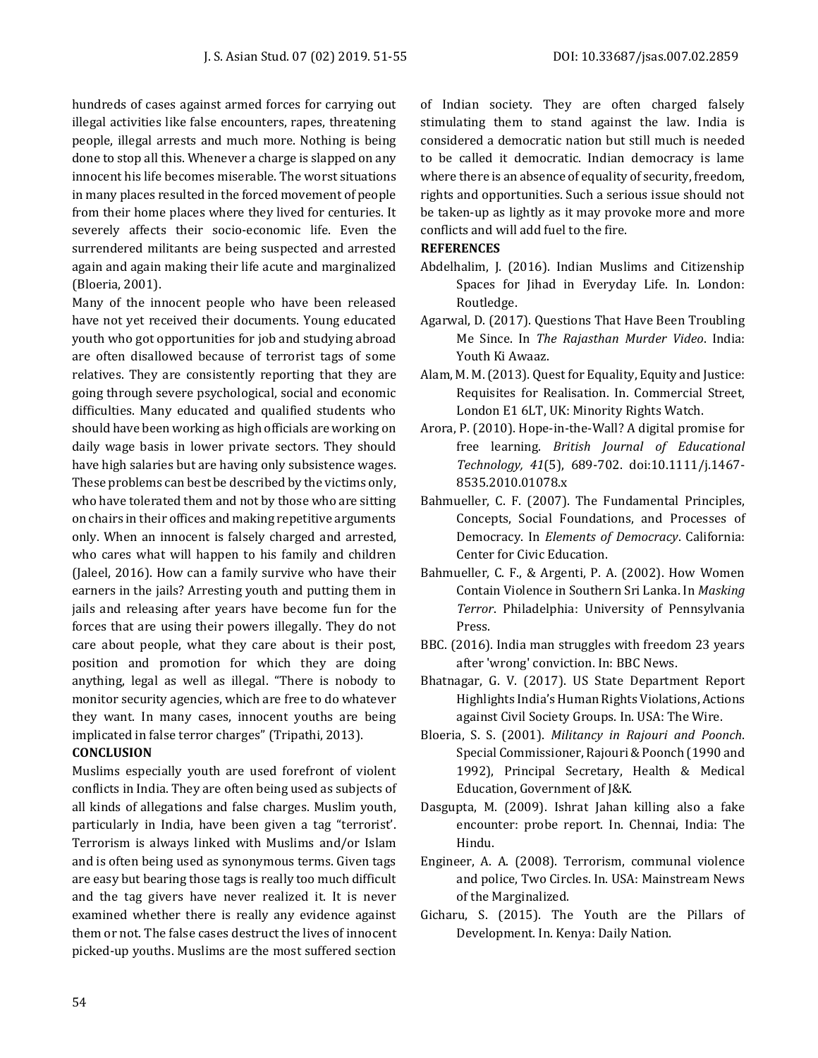hundreds of cases against armed forces for carrying out illegal activities like false encounters, rapes, threatening people, illegal arrests and much more. Nothing is being done to stop all this. Whenever a charge is slapped on any innocent his life becomes miserable. The worst situations in many places resulted in the forced movement of people from their home places where they lived for centuries. It severely affects their socio-economic life. Even the surrendered militants are being suspected and arrested again and again making their life acute and marginalized (Bloeria, 2001).

Many of the innocent people who have been released have not yet received their documents. Young educated youth who got opportunities for job and studying abroad are often disallowed because of terrorist tags of some relatives. They are consistently reporting that they are going through severe psychological, social and economic difficulties. Many educated and qualified students who should have been working as high officials are working on daily wage basis in lower private sectors. They should have high salaries but are having only subsistence wages. These problems can best be described by the victims only, who have tolerated them and not by those who are sitting on chairs in their offices and making repetitive arguments only. When an innocent is falsely charged and arrested, who cares what will happen to his family and children (Jaleel, 2016). How can a family survive who have their earners in the jails? Arresting youth and putting them in jails and releasing after years have become fun for the forces that are using their powers illegally. They do not care about people, what they care about is their post, position and promotion for which they are doing anything, legal as well as illegal. "There is nobody to monitor security agencies, which are free to do whatever they want. In many cases, innocent youths are being implicated in false terror charges" (Tripathi, 2013).

## CONCLUSION

Muslims especially youth are used forefront of violent conflicts in India. They are often being used as subjects of all kinds of allegations and false charges. Muslim youth, particularly in India, have been given a tag "terrorist'. Terrorism is always linked with Muslims and/or Islam and is often being used as synonymous terms. Given tags are easy but bearing those tags is really too much difficult and the tag givers have never realized it. It is never examined whether there is really any evidence against them or not. The false cases destruct the lives of innocent picked-up youths. Muslims are the most suffered section of Indian society. They are often charged falsely stimulating them to stand against the law. India is considered a democratic nation but still much is needed to be called it democratic. Indian democracy is lame where there is an absence of equality of security, freedom, rights and opportunities. Such a serious issue should not be taken-up as lightly as it may provoke more and more conflicts and will add fuel to the fire.

## REFERENCES

Abdelhalim, J. (2016). Indian Muslims and Citizenship Spaces for Jihad in Everyday Life. In. London: Routledge.

Agarwal, D. (2017). Questions That Have Been Troubling Me Since. In *The Rajasthan Murder Video*. India: Youth Ki Awaaz.

Alam, M. M. (2013). Quest for Equality, Equity and Justice: Requisites for Realisation. In. Commercial Street, London E1 6LT, UK: Minority Rights Watch.

Arora, P. (2010). Hope-in-the-Wall? A digital promise for free learning. *British Journal of Educational Technology, 41*(5), 689-702. doi:10.1111/j.1467-8535.2010.01078.x

Bahmueller, C. F. (2007). The Fundamental Principles, Concepts, Social Foundations, and Processes of Democracy. In *Elements of Democracy*. California: Center for Civic Education.

Bahmueller, C. F., & Argenti, P. A. (2002). How Women Contain Violence in Southern Sri Lanka. In *Masking Terror*. Philadelphia: University of Pennsylvania Press.

BBC. (2016). India man struggles with freedom 23 years after 'wrong' conviction. In: BBC News.

Bhatnagar, G. V. (2017). US State Department Report Highlights India's Human Rights Violations, Actions against Civil Society Groups. In. USA: The Wire.

Bloeria, S. S. (2001). *Militancy in Rajouri and Poonch*. Special Commissioner, Rajouri & Poonch (1990 and 1992), Principal Secretary, Health & Medical Education, Government of J&K.

Dasgupta, M. (2009). Ishrat Jahan killing also a fake encounter: probe report. In. Chennai, India: The Hindu.

Engineer, A. A. (2008). Terrorism, communal violence and police, Two Circles. In. USA: Mainstream News of the Marginalized.

Gicharu, S. (2015). The Youth are the Pillars of Development. In. Kenya: Daily Nation.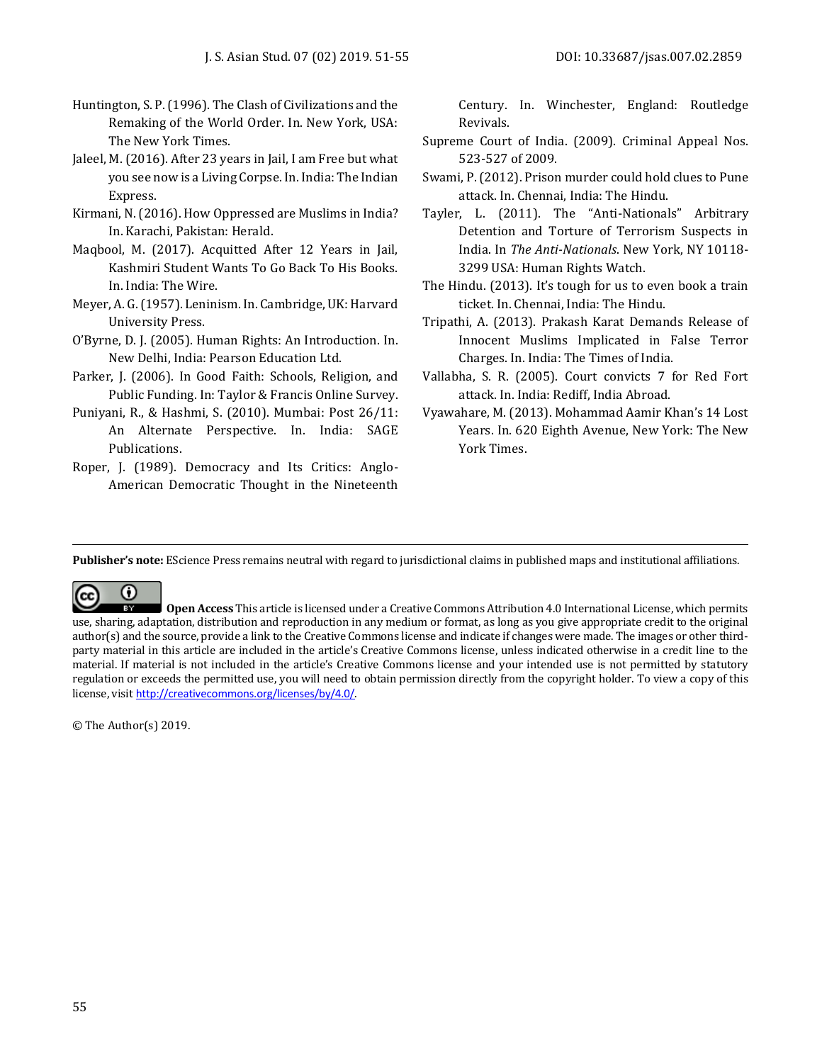Huntington, S. P. (1996). The Clash of Civilizations and the Remaking of the World Order. In. New York, USA: The New York Times.

Jaleel, M. (2016). After 23 years in Jail, I am Free but what you see now is a Living Corpse. In. India: The Indian Express.

Kirmani, N. (2016). How Oppressed are Muslims in India? In. Karachi, Pakistan: Herald.

Maqbool, M. (2017). Acquitted After 12 Years in Jail, Kashmiri Student Wants To Go Back To His Books. In. India: The Wire.

Meyer, A. G. (1957). Leninism. In. Cambridge, UK: Harvard University Press.

O'Byrne, D. J. (2005). Human Rights: An Introduction. In. New Delhi, India: Pearson Education Ltd.

Parker, J. (2006). In Good Faith: Schools, Religion, and Public Funding. In: Taylor & Francis Online Survey.

Puniyani, R., & Hashmi, S. (2010). Mumbai: Post 26/11: An Alternate Perspective. In. India: SAGE Publications.

Roper, J. (1989). Democracy and Its Critics: Anglo-American Democratic Thought in the Nineteenth Century. In. Winchester, England: Routledge Revivals.

Supreme Court of India. (2009). Criminal Appeal Nos. 523-527 of 2009.

Swami, P. (2012). Prison murder could hold clues to Pune attack. In. Chennai, India: The Hindu.

Tayler, L. (2011). The "Anti-Nationals" Arbitrary Detention and Torture of Terrorism Suspects in India. In *The Anti-Nationals*. New York, NY 10118-3299 USA: Human Rights Watch.

The Hindu. (2013). It's tough for us to even book a train ticket. In. Chennai, India: The Hindu.

Tripathi, A. (2013). Prakash Karat Demands Release of Innocent Muslims Implicated in False Terror Charges. In. India: The Times of India.

Vallabha, S. R. (2005). Court convicts 7 for Red Fort attack. In. India: Rediff, India Abroad.

Vyawahare, M. (2013). Mohammad Aamir Khan's 14 Lost Years. In. 620 Eighth Avenue, New York: The New York Times.

---

**Publisher's note:** EScience Press remains neutral with regard to jurisdictional claims in published maps and institutional affiliations.

**Open Access** This article is licensed under a Creative Commons Attribution 4.0 International License, which permits use, sharing, adaptation, distribution and reproduction in any medium or format, as long as you give appropriate credit to the original author(s) and the source, provide a link to the Creative Commons license and indicate if changes were made. The images or other third-party material in this article are included in the article's Creative Commons license, unless indicated otherwise in a credit line to the material. If material is not included in the article's Creative Commons license and your intended use is not permitted by statutory regulation or exceeds the permitted use, you will need to obtain permission directly from the copyright holder. To view a copy of this license, visit http://creativecommons.org/licenses/by/4.0/.

© The Author(s) 2019.